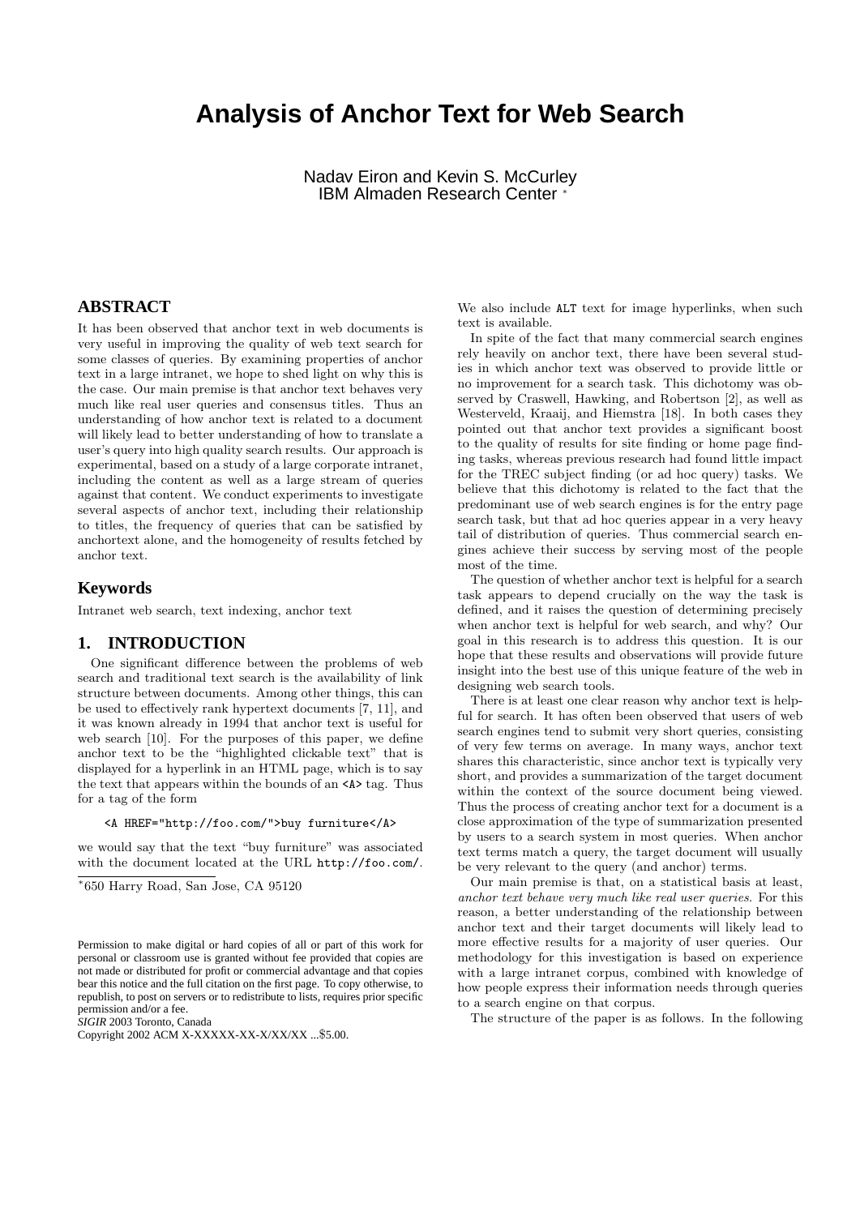# Analysis of Anchor Text for Web Search

Nadav Eiron and Kevin S. McCurley
IBM Almaden Research Center [*]

## ABSTRACT

It has been observed that anchor text in web documents is very useful in improving the quality of web text search for some classes of queries. By examining properties of anchor text in a large intranet, we hope to shed light on why this is the case. Our main premise is that anchor text behaves very much like real user queries and consensus titles. Thus an understanding of how anchor text is related to a document will likely lead to better understanding of how to translate a user's query into high quality search results. Our approach is experimental, based on a study of a large corporate intranet, including the content as well as a large stream of queries against that content. We conduct experiments to investigate several aspects of anchor text, including their relationship to titles, the frequency of queries that can be satisfied by anchortext alone, and the homogeneity of results fetched by anchor text.

## Keywords

Intranet web search, text indexing, anchor text

## 1. INTRODUCTION

One significant difference between the problems of web search and traditional text search is the availability of link structure between documents. Among other things, this can be used to effectively rank hypertext documents [7, 11], and it was known already in 1994 that anchor text is useful for web search [10]. For the purposes of this paper, we define anchor text to be the "highlighted clickable text" that is displayed for a hyperlink in an HTML page, which is to say the text that appears within the bounds of an `<A>` tag. Thus for a tag of the form

```
<A HREF="http://foo.com/">buy furniture</A>
```

we would say that the text "buy furniture" was associated with the document located at the URL `http://foo.com/`. We also include `ALT` text for image hyperlinks, when such text is available.

In spite of the fact that many commercial search engines rely heavily on anchor text, there have been several studies in which anchor text was observed to provide little or no improvement for a search task. This dichotomy was observed by Craswell, Hawking, and Robertson [2], as well as Westerveld, Kraaij, and Hiemstra [18]. In both cases they pointed out that anchor text provides a significant boost to the quality of results for site finding or home page finding tasks, whereas previous research had found little impact for the TREC subject finding (or ad hoc query) tasks. We believe that this dichotomy is related to the fact that the predominant use of web search engines is for the entry page search task, but that ad hoc queries appear in a very heavy tail of distribution of queries. Thus commercial search engines achieve their success by serving most of the people most of the time.

The question of whether anchor text is helpful for a search task appears to depend crucially on the way the task is defined, and it raises the question of determining precisely when anchor text is helpful for web search, and why? Our goal in this research is to address this question. It is our hope that these results and observations will provide future insight into the best use of this unique feature of the web in designing web search tools.

There is at least one clear reason why anchor text is helpful for search. It has often been observed that users of web search engines tend to submit very short queries, consisting of very few terms on average. In many ways, anchor text shares this characteristic, since anchor text is typically very short, and provides a summarization of the target document within the context of the source document being viewed. Thus the process of creating anchor text for a document is a close approximation of the type of summarization presented by users to a search system in most queries. When anchor text terms match a query, the target document will usually be very relevant to the query (and anchor) terms.

Our main premise is that, on a statistical basis at least, *anchor text behave very much like real user queries*. For this reason, a better understanding of the relationship between anchor text and their target documents will likely lead to more effective results for a majority of user queries. Our methodology for this investigation is based on experience with a large intranet corpus, combined with knowledge of how people express their information needs through queries to a search engine on that corpus.

The structure of the paper is as follows. In the following

[*]650 Harry Road, San Jose, CA 95120

Permission to make digital or hard copies of all or part of this work for personal or classroom use is granted without fee provided that copies are not made or distributed for profit or commercial advantage and that copies bear this notice and the full citation on the first page. To copy otherwise, to republish, to post on servers or to redistribute to lists, requires prior specific permission and/or a fee.
*SIGIR* 2003 Toronto, Canada
Copyright 2002 ACM X-XXXXX-XX-X/XX/XX ...$5.00.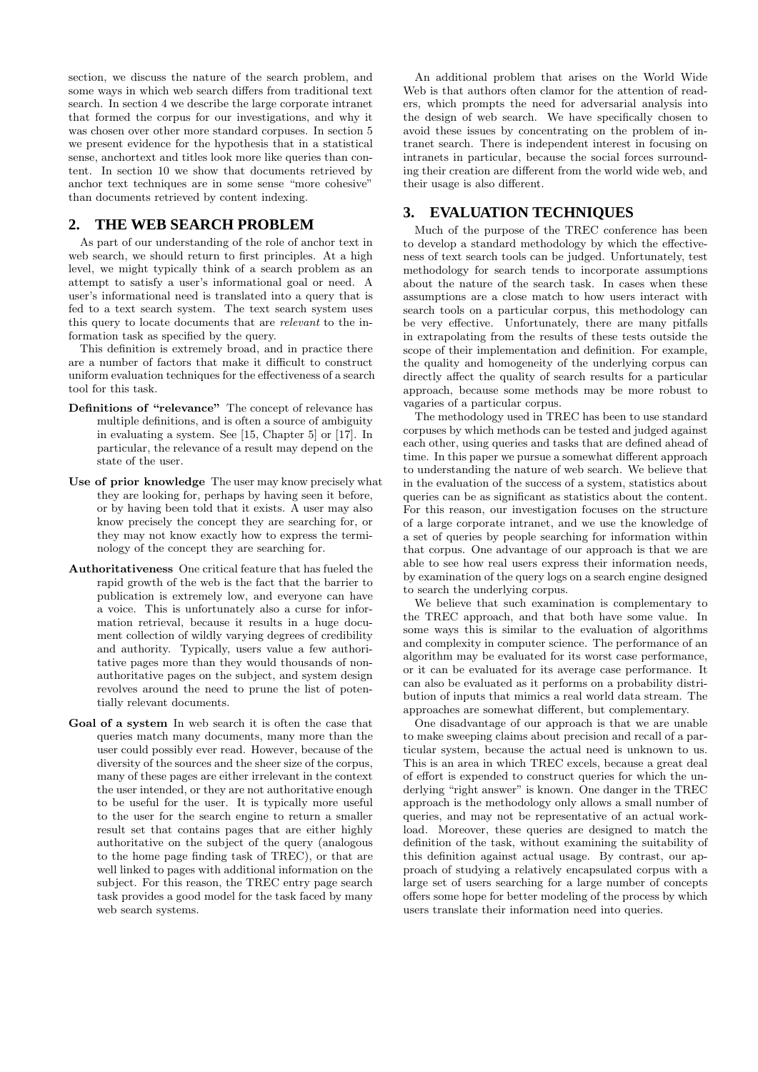section, we discuss the nature of the search problem, and some ways in which web search differs from traditional text search. In section 4 we describe the large corporate intranet that formed the corpus for our investigations, and why it was chosen over other more standard corpuses. In section 5 we present evidence for the hypothesis that in a statistical sense, anchortext and titles look more like queries than content. In section 10 we show that documents retrieved by anchor text techniques are in some sense "more cohesive" than documents retrieved by content indexing.

## 2. THE WEB SEARCH PROBLEM

As part of our understanding of the role of anchor text in web search, we should return to first principles. At a high level, we might typically think of a search problem as an attempt to satisfy a user's informational goal or need. A user's informational need is translated into a query that is fed to a text search system. The text search system uses this query to locate documents that are *relevant* to the information task as specified by the query.

This definition is extremely broad, and in practice there are a number of factors that make it difficult to construct uniform evaluation techniques for the effectiveness of a search tool for this task.

**Definitions of "relevance"** The concept of relevance has multiple definitions, and is often a source of ambiguity in evaluating a system. See [15, Chapter 5] or [17]. In particular, the relevance of a result may depend on the state of the user.

**Use of prior knowledge** The user may know precisely what they are looking for, perhaps by having seen it before, or by having been told that it exists. A user may also know precisely the concept they are searching for, or they may not know exactly how to express the terminology of the concept they are searching for.

**Authoritativeness** One critical feature that has fueled the rapid growth of the web is the fact that the barrier to publication is extremely low, and everyone can have a voice. This is unfortunately also a curse for information retrieval, because it results in a huge document collection of wildly varying degrees of credibility and authority. Typically, users value a few authoritative pages more than they would thousands of non-authoritative pages on the subject, and system design revolves around the need to prune the list of potentially relevant documents.

**Goal of a system** In web search it is often the case that queries match many documents, many more than the user could possibly ever read. However, because of the diversity of the sources and the sheer size of the corpus, many of these pages are either irrelevant in the context the user intended, or they are not authoritative enough to be useful for the user. It is typically more useful to the user for the search engine to return a smaller result set that contains pages that are either highly authoritative on the subject of the query (analogous to the home page finding task of TREC), or that are well linked to pages with additional information on the subject. For this reason, the TREC entry page search task provides a good model for the task faced by many web search systems.

An additional problem that arises on the World Wide Web is that authors often clamor for the attention of readers, which prompts the need for adversarial analysis into the design of web search. We have specifically chosen to avoid these issues by concentrating on the problem of intranet search. There is independent interest in focusing on intranets in particular, because the social forces surrounding their creation are different from the world wide web, and their usage is also different.

## 3. EVALUATION TECHNIQUES

Much of the purpose of the TREC conference has been to develop a standard methodology by which the effectiveness of text search tools can be judged. Unfortunately, test methodology for search tends to incorporate assumptions about the nature of the search task. In cases when these assumptions are a close match to how users interact with search tools on a particular corpus, this methodology can be very effective. Unfortunately, there are many pitfalls in extrapolating from the results of these tests outside the scope of their implementation and definition. For example, the quality and homogeneity of the underlying corpus can directly affect the quality of search results for a particular approach, because some methods may be more robust to vagaries of a particular corpus.

The methodology used in TREC has been to use standard corpuses by which methods can be tested and judged against each other, using queries and tasks that are defined ahead of time. In this paper we pursue a somewhat different approach to understanding the nature of web search. We believe that in the evaluation of the success of a system, statistics about queries can be as significant as statistics about the content. For this reason, our investigation focuses on the structure of a large corporate intranet, and we use the knowledge of a set of queries by people searching for information within that corpus. One advantage of our approach is that we are able to see how real users express their information needs, by examination of the query logs on a search engine designed to search the underlying corpus.

We believe that such examination is complementary to the TREC approach, and that both have some value. In some ways this is similar to the evaluation of algorithms and complexity in computer science. The performance of an algorithm may be evaluated for its worst case performance, or it can be evaluated for its average case performance. It can also be evaluated as it performs on a probability distribution of inputs that mimics a real world data stream. The approaches are somewhat different, but complementary.

One disadvantage of our approach is that we are unable to make sweeping claims about precision and recall of a particular system, because the actual need is unknown to us. This is an area in which TREC excels, because a great deal of effort is expended to construct queries for which the underlying "right answer" is known. One danger in the TREC approach is the methodology only allows a small number of queries, and may not be representative of an actual workload. Moreover, these queries are designed to match the definition of the task, without examining the suitability of this definition against actual usage. By contrast, our approach of studying a relatively encapsulated corpus with a large set of users searching for a large number of concepts offers some hope for better modeling of the process by which users translate their information need into queries.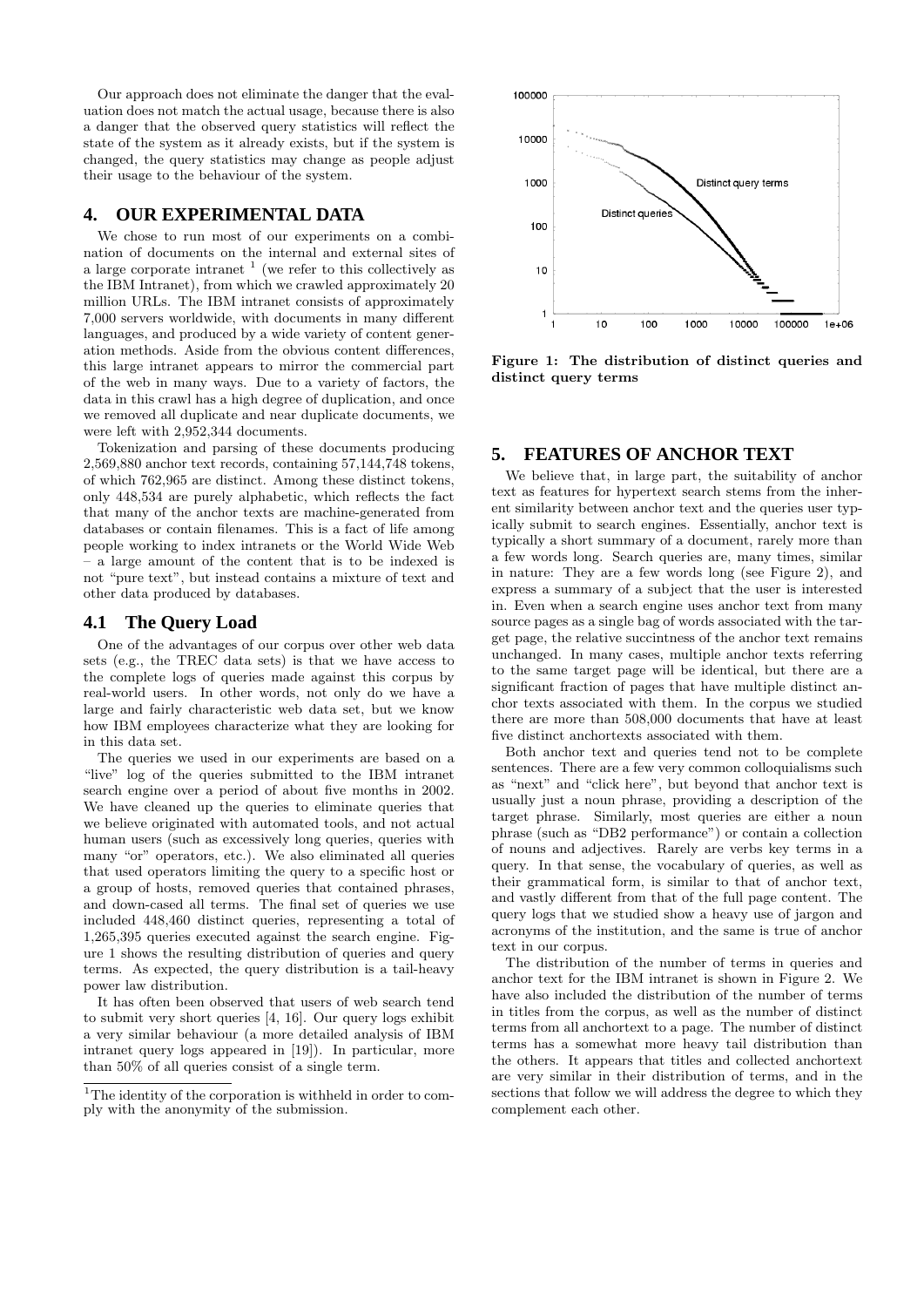Our approach does not eliminate the danger that the evaluation does not match the actual usage, because there is also a danger that the observed query statistics will reflect the state of the system as it already exists, but if the system is changed, the query statistics may change as people adjust their usage to the behaviour of the system.

## 4. OUR EXPERIMENTAL DATA

We chose to run most of our experiments on a combination of documents on the internal and external sites of a large corporate intranet [1] (we refer to this collectively as the IBM Intranet), from which we crawled approximately 20 million URLs. The IBM intranet consists of approximately 7,000 servers worldwide, with documents in many different languages, and produced by a wide variety of content generation methods. Aside from the obvious content differences, this large intranet appears to mirror the commercial part of the web in many ways. Due to a variety of factors, the data in this crawl has a high degree of duplication, and once we removed all duplicate and near duplicate documents, we were left with 2,952,344 documents.

Tokenization and parsing of these documents producing 2,569,880 anchor text records, containing 57,144,748 tokens, of which 762,965 are distinct. Among these distinct tokens, only 448,534 are purely alphabetic, which reflects the fact that many of the anchor texts are machine-generated from databases or contain filenames. This is a fact of life among people working to index intranets or the World Wide Web – a large amount of the content that is to be indexed is not "pure text", but instead contains a mixture of text and other data produced by databases.

### 4.1 The Query Load

One of the advantages of our corpus over other web data sets (e.g., the TREC data sets) is that we have access to the complete logs of queries made against this corpus by real-world users. In other words, not only do we have a large and fairly characteristic web data set, but we know how IBM employees characterize what they are looking for in this data set.

The queries we used in our experiments are based on a "live" log of the queries submitted to the IBM intranet search engine over a period of about five months in 2002. We have cleaned up the queries to eliminate queries that we believe originated with automated tools, and not actual human users (such as excessively long queries, queries with many "or" operators, etc.). We also eliminated all queries that used operators limiting the query to a specific host or a group of hosts, removed queries that contained phrases, and down-cased all terms. The final set of queries we use included 448,460 distinct queries, representing a total of 1,265,395 queries executed against the search engine. Figure 1 shows the resulting distribution of queries and query terms. As expected, the query distribution is a tail-heavy power law distribution.

It has often been observed that users of web search tend to submit very short queries [4, 16]. Our query logs exhibit a very similar behaviour (a more detailed analysis of IBM intranet query logs appeared in [19]). In particular, more than 50% of all queries consist of a single term.

[1] The identity of the corporation is withheld in order to comply with the anonymity of the submission.

**Figure 1: The distribution of distinct queries and distinct query terms**

## 5. FEATURES OF ANCHOR TEXT

We believe that, in large part, the suitability of anchor text as features for hypertext search stems from the inherent similarity between anchor text and the queries user typically submit to search engines. Essentially, anchor text is typically a short summary of a document, rarely more than a few words long. Search queries are, many times, similar in nature: They are a few words long (see Figure 2), and express a summary of a subject that the user is interested in. Even when a search engine uses anchor text from many source pages as a single bag of words associated with the target page, the relative succintness of the anchor text remains unchanged. In many cases, multiple anchor texts referring to the same target page will be identical, but there are a significant fraction of pages that have multiple distinct anchor texts associated with them. In the corpus we studied there are more than 508,000 documents that have at least five distinct anchortexts associated with them.

Both anchor text and queries tend not to be complete sentences. There are a few very common colloquialisms such as "next" and "click here", but beyond that anchor text is usually just a noun phrase, providing a description of the target phrase. Similarly, most queries are either a noun phrase (such as "DB2 performance") or contain a collection of nouns and adjectives. Rarely are verbs key terms in a query. In that sense, the vocabulary of queries, as well as their grammatical form, is similar to that of anchor text, and vastly different from that of the full page content. The query logs that we studied show a heavy use of jargon and acronyms of the institution, and the same is true of anchor text in our corpus.

The distribution of the number of terms in queries and anchor text for the IBM intranet is shown in Figure 2. We have also included the distribution of the number of terms in titles from the corpus, as well as the number of distinct terms from all anchortext to a page. The number of distinct terms has a somewhat more heavy tail distribution than the others. It appears that titles and collected anchortext are very similar in their distribution of terms, and in the sections that follow we will address the degree to which they complement each other.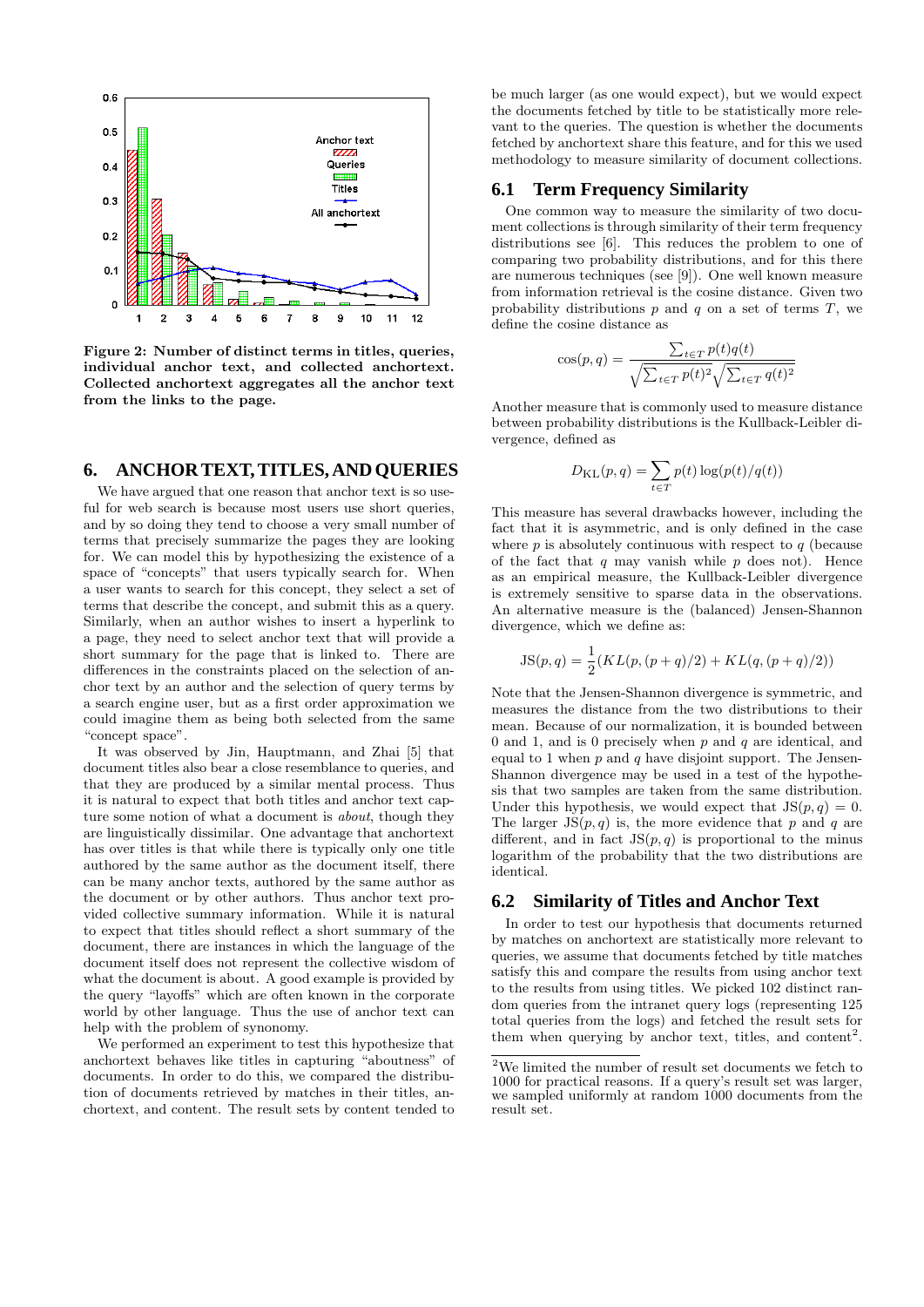Figure 2: Number of distinct terms in titles, queries, individual anchor text, and collected anchortext. Collected anchortext aggregates all the anchor text from the links to the page.

## 6. ANCHOR TEXT, TITLES, AND QUERIES

We have argued that one reason that anchor text is so useful for web search is because most users use short queries, and by so doing they tend to choose a very small number of terms that precisely summarize the pages they are looking for. We can model this by hypothesizing the existence of a space of "concepts" that users typically search for. When a user wants to search for this concept, they select a set of terms that describe the concept, and submit this as a query. Similarly, when an author wishes to insert a hyperlink to a page, they need to select anchor text that will provide a short summary for the page that is linked to. There are differences in the constraints placed on the selection of anchor text by an author and the selection of query terms by a search engine user, but as a first order approximation we could imagine them as being both selected from the same "concept space".

It was observed by Jin, Hauptmann, and Zhai [5] that document titles also bear a close resemblance to queries, and that they are produced by a similar mental process. Thus it is natural to expect that both titles and anchor text capture some notion of what a document is *about*, though they are linguistically dissimilar. One advantage that anchortext has over titles is that while there is typically only one title authored by the same author as the document itself, there can be many anchor texts, authored by the same author as the document or by other authors. Thus anchor text provided collective summary information. While it is natural to expect that titles should reflect a short summary of the document, there are instances in which the language of the document itself does not represent the collective wisdom of what the document is about. A good example is provided by the query "layoffs" which are often known in the corporate world by other language. Thus the use of anchor text can help with the problem of synonymy.

We performed an experiment to test this hypothesize that anchortext behaves like titles in capturing "aboutness" of documents. In order to do this, we compared the distribution of documents retrieved by matches in their titles, anchortext, and content. The result sets by content tended to be much larger (as one would expect), but we would expect the documents fetched by title to be statistically more relevant to the queries. The question is whether the documents fetched by anchortext share this feature, and for this we used methodology to measure similarity of document collections.

### 6.1 Term Frequency Similarity

One common way to measure the similarity of two document collections is through similarity of their term frequency distributions see [6]. This reduces the problem to one of comparing two probability distributions, and for this there are numerous techniques (see [9]). One well known measure from information retrieval is the cosine distance. Given two probability distributions $p$ and $q$ on a set of terms $T$, we define the cosine distance as

$$\cos(p,q) = \frac{\sum_{t \in T} p(t)q(t)}{\sqrt{\sum_{t \in T} p(t)^2}\sqrt{\sum_{t \in T} q(t)^2}}$$

Another measure that is commonly used to measure distance between probability distributions is the Kullback-Leibler divergence, defined as

$$D_{\mathrm{KL}}(p,q) = \sum_{t \in T} p(t) \log(p(t)/q(t))$$

This measure has several drawbacks however, including the fact that it is asymmetric, and is only defined in the case where $p$ is absolutely continuous with respect to $q$ (because of the fact that $q$ may vanish while $p$ does not). Hence as an empirical measure, the Kullback-Leibler divergence is extremely sensitive to sparse data in the observations. An alternative measure is the (balanced) Jensen-Shannon divergence, which we define as:

$$\mathrm{JS}(p,q) = \frac{1}{2}(KL(p,(p+q)/2) + KL(q,(p+q)/2))$$

Note that the Jensen-Shannon divergence is symmetric, and measures the distance from the two distributions to their mean. Because of our normalization, it is bounded between 0 and 1, and is 0 precisely when $p$ and $q$ are identical, and equal to 1 when $p$ and $q$ have disjoint support. The Jensen-Shannon divergence may be used in a test of the hypothesis that two samples are taken from the same distribution. Under this hypothesis, we would expect that $\mathrm{JS}(p,q) = 0$. The larger $\mathrm{JS}(p,q)$ is, the more evidence that $p$ and $q$ are different, and in fact $\mathrm{JS}(p,q)$ is proportional to the minus logarithm of the probability that the two distributions are identical.

### 6.2 Similarity of Titles and Anchor Text

In order to test our hypothesis that documents returned by matches on anchortext are statistically more relevant to queries, we assume that documents fetched by title matches satisfy this and compare the results from using anchor text to the results from using titles. We picked 102 distinct random queries from the intranet query logs (representing 125 total queries from the logs) and fetched the result sets for them when querying by anchor text, titles, and content[2].

[2]We limited the number of result set documents we fetch to 1000 for practical reasons. If a query's result set was larger, we sampled uniformly at random 1000 documents from the result set.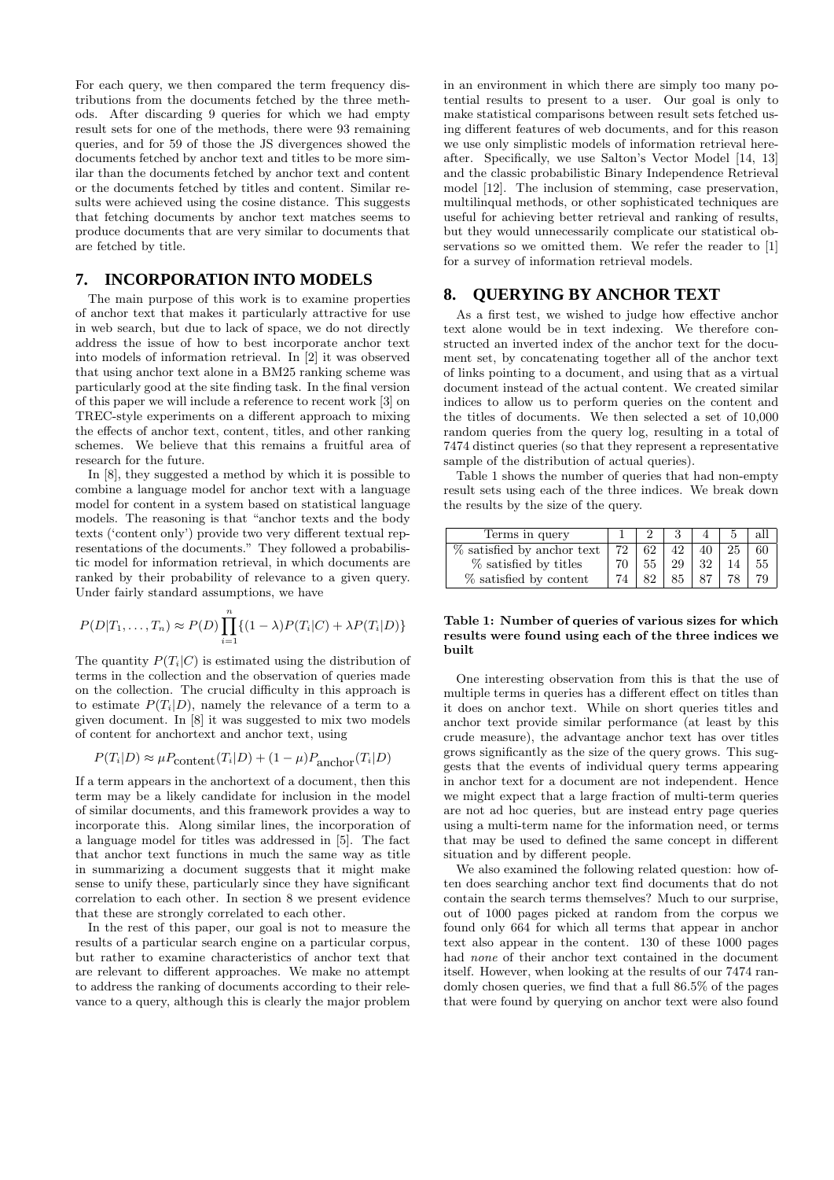For each query, we then compared the term frequency distributions from the documents fetched by the three methods. After discarding 9 queries for which we had empty result sets for one of the methods, there were 93 remaining queries, and for 59 of those the JS divergences showed the documents fetched by anchor text and titles to be more similar than the documents fetched by anchor text and content or the documents fetched by titles and content. Similar results were achieved using the cosine distance. This suggests that fetching documents by anchor text matches seems to produce documents that are very similar to documents that are fetched by title.

## 7. INCORPORATION INTO MODELS

The main purpose of this work is to examine properties of anchor text that makes it particularly attractive for use in web search, but due to lack of space, we do not directly address the issue of how to best incorporate anchor text into models of information retrieval. In [2] it was observed that using anchor text alone in a BM25 ranking scheme was particularly good at the site finding task. In the final version of this paper we will include a reference to recent work [3] on TREC-style experiments on a different approach to mixing the effects of anchor text, content, titles, and other ranking schemes. We believe that this remains a fruitful area of research for the future.

In [8], they suggested a method by which it is possible to combine a language model for anchor text with a language model for content in a system based on statistical language models. The reasoning is that "anchor texts and the body texts ('content only') provide two very different textual representations of the documents." They followed a probabilistic model for information retrieval, in which documents are ranked by their probability of relevance to a given query. Under fairly standard assumptions, we have

$$P(D|T_1, \ldots, T_n) \approx P(D) \prod_{i=1}^{n} \{(1-\lambda)P(T_i|C) + \lambda P(T_i|D)\}$$

The quantity $P(T_i|C)$ is estimated using the distribution of terms in the collection and the observation of queries made on the collection. The crucial difficulty in this approach is to estimate $P(T_i|D)$, namely the relevance of a term to a given document. In [8] it was suggested to mix two models of content for anchortext and anchor text, using

$$P(T_i|D) \approx \mu P_{\text{content}}(T_i|D) + (1-\mu)P_{\text{anchor}}(T_i|D)$$

If a term appears in the anchortext of a document, then this term may be a likely candidate for inclusion in the model of similar documents, and this framework provides a way to incorporate this. Along similar lines, the incorporation of a language model for titles was addressed in [5]. The fact that anchor text functions in much the same way as title in summarizing a document suggests that it might make sense to unify these, particularly since they have significant correlation to each other. In section 8 we present evidence that these are strongly correlated to each other.

In the rest of this paper, our goal is not to measure the results of a particular search engine on a particular corpus, but rather to examine characteristics of anchor text that are relevant to different approaches. We make no attempt to address the ranking of documents according to their relevance to a query, although this is clearly the major problem in an environment in which there are simply too many potential results to present to a user. Our goal is only to make statistical comparisons between result sets fetched using different features of web documents, and for this reason we use only simplistic models of information retrieval hereafter. Specifically, we use Salton's Vector Model [14, 13] and the classic probabilistic Binary Independence Retrieval model [12]. The inclusion of stemming, case preservation, multilinqual methods, or other sophisticated techniques are useful for achieving better retrieval and ranking of results, but they would unnecessarily complicate our statistical observations so we omitted them. We refer the reader to [1] for a survey of information retrieval models.

## 8. QUERYING BY ANCHOR TEXT

As a first test, we wished to judge how effective anchor text alone would be in text indexing. We therefore constructed an inverted index of the anchor text for the document set, by concatenating together all of the anchor text of links pointing to a document, and using that as a virtual document instead of the actual content. We created similar indices to allow us to perform queries on the content and the titles of documents. We then selected a set of 10,000 random queries from the query log, resulting in a total of 7474 distinct queries (so that they represent a representative sample of the distribution of actual queries).

Table 1 shows the number of queries that had non-empty result sets using each of the three indices. We break down the results by the size of the query.

| Terms in query | 1 | 2 | 3 | 4 | 5 | all |
|---|---|---|---|---|---|---|
| % satisfied by anchor text | 72 | 62 | 42 | 40 | 25 | 60 |
| % satisfied by titles | 70 | 55 | 29 | 32 | 14 | 55 |
| % satisfied by content | 74 | 82 | 85 | 87 | 78 | 79 |

**Table 1: Number of queries of various sizes for which results were found using each of the three indices we built**

One interesting observation from this is that the use of multiple terms in queries has a different effect on titles than it does on anchor text. While on short queries titles and anchor text provide similar performance (at least by this crude measure), the advantage anchor text has over titles grows significantly as the size of the query grows. This suggests that the events of individual query terms appearing in anchor text for a document are not independent. Hence we might expect that a large fraction of multi-term queries are not ad hoc queries, but are instead entry page queries using a multi-term name for the information need, or terms that may be used to defined the same concept in different situation and by different people.

We also examined the following related question: how often does searching anchor text find documents that do not contain the search terms themselves? Much to our surprise, out of 1000 pages picked at random from the corpus we found only 664 for which all terms that appear in anchor text also appear in the content. 130 of these 1000 pages had *none* of their anchor text contained in the document itself. However, when looking at the results of our 7474 randomly chosen queries, we find that a full 86.5% of the pages that were found by querying on anchor text were also found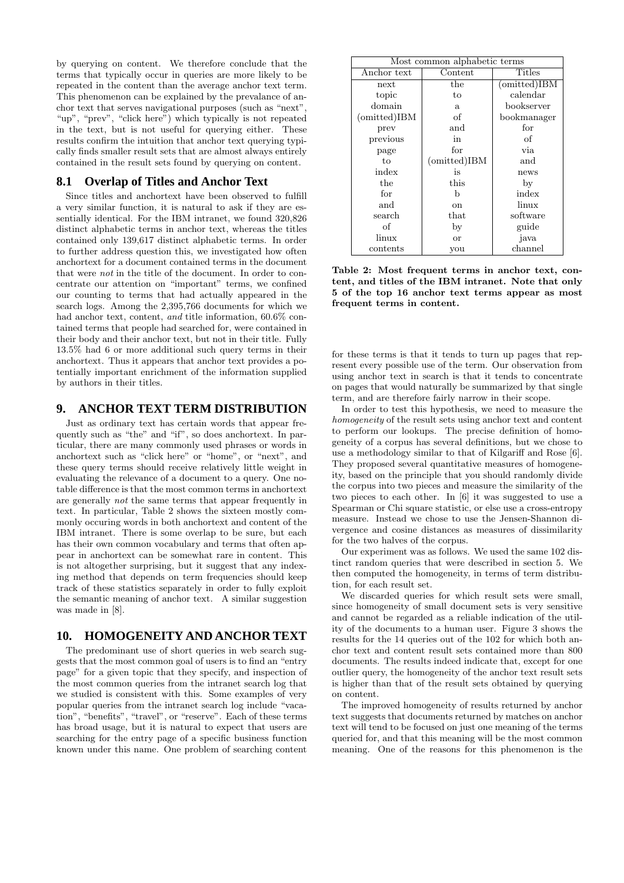by querying on content. We therefore conclude that the terms that typically occur in queries are more likely to be repeated in the content than the average anchor text term. This phenomenon can be explained by the prevalance of anchor text that serves navigational purposes (such as "next", "up", "prev", "click here") which typically is not repeated in the text, but is not useful for querying either. These results confirm the intuition that anchor text querying typically finds smaller result sets that are almost always entirely contained in the result sets found by querying on content.

## 8.1 Overlap of Titles and Anchor Text

Since titles and anchortext have been observed to fulfill a very similar function, it is natural to ask if they are essentially identical. For the IBM intranet, we found 320,826 distinct alphabetic terms in anchor text, whereas the titles contained only 139,617 distinct alphabetic terms. In order to further address question this, we investigated how often anchortext for a document contained terms in the document that were *not* in the title of the document. In order to concentrate our attention on "important" terms, we confined our counting to terms that had actually appeared in the search logs. Among the 2,395,766 documents for which we had anchor text, content, *and* title information, 60.6% contained terms that people had searched for, were contained in their body and their anchor text, but not in their title. Fully 13.5% had 6 or more additional such query terms in their anchortext. Thus it appears that anchor text provides a potentially important enrichment of the information supplied by authors in their titles.

## 9. ANCHOR TEXT TERM DISTRIBUTION

Just as ordinary text has certain words that appear frequently such as "the" and "if", so does anchortext. In particular, there are many commonly used phrases or words in anchortext such as "click here" or "home", or "next", and these query terms should receive relatively little weight in evaluating the relevance of a document to a query. One notable difference is that the most common terms in anchortext are generally *not* the same terms that appear frequently in text. In particular, Table 2 shows the sixteen mostly commonly occuring words in both anchortext and content of the IBM intranet. There is some overlap to be sure, but each has their own common vocabulary and terms that often appear in anchortext can be somewhat rare in content. This is not altogether surprising, but it suggest that any indexing method that depends on term frequencies should keep track of these statistics separately in order to fully exploit the semantic meaning of anchor text. A similar suggestion was made in [8].

| Most common alphabetic terms | | |
|---|---|---|
| Anchor text | Content | Titles |
| next | the | (omitted)IBM |
| topic | to | calendar |
| domain | a | bookserver |
| (omitted)IBM | of | bookmanager |
| prev | and | for |
| previous | in | of |
| page | for | via |
| to | (omitted)IBM | and |
| index | is | news |
| the | this | by |
| for | b | index |
| and | on | linux |
| search | that | software |
| of | by | guide |
| linux | or | java |
| contents | you | channel |

**Table 2: Most frequent terms in anchor text, content, and titles of the IBM intranet. Note that only 5 of the top 16 anchor text terms appear as most frequent terms in content.**

## 10. HOMOGENEITY AND ANCHOR TEXT

The predominant use of short queries in web search suggests that the most common goal of users is to find an "entry page" for a given topic that they specify, and inspection of the most common queries from the intranet search log that we studied is consistent with this. Some examples of very popular queries from the intranet search log include "vacation", "benefits", "travel", or "reserve". Each of these terms has broad usage, but it is natural to expect that users are searching for the entry page of a specific business function known under this name. One problem of searching content for these terms is that it tends to turn up pages that represent every possible use of the term. Our observation from using anchor text in search is that it tends to concentrate on pages that would naturally be summarized by that single term, and are therefore fairly narrow in their scope.

In order to test this hypothesis, we need to measure the *homogeneity* of the result sets using anchor text and content to perform our lookups. The precise definition of homogeneity of a corpus has several definitions, but we chose to use a methodology similar to that of Kilgariff and Rose [6]. They proposed several quantitative measures of homogeneity, based on the principle that you should randomly divide the corpus into two pieces and measure the similarity of the two pieces to each other. In [6] it was suggested to use a Spearman or Chi square statistic, or else use a cross-entropy measure. Instead we chose to use the Jensen-Shannon divergence and cosine distances as measures of dissimilarity for the two halves of the corpus.

Our experiment was as follows. We used the same 102 distinct random queries that were described in section 5. We then computed the homogeneity, in terms of term distribution, for each result set.

We discarded queries for which result sets were small, since homogeneity of small document sets is very sensitive and cannot be regarded as a reliable indication of the utility of the documents to a human user. Figure 3 shows the results for the 14 queries out of the 102 for which both anchor text and content result sets contained more than 800 documents. The results indeed indicate that, except for one outlier query, the homogeneity of the anchor text result sets is higher than that of the result sets obtained by querying on content.

The improved homogeneity of results returned by anchor text suggests that documents returned by matches on anchor text will tend to be focused on just one meaning of the terms queried for, and that this meaning will be the most common meaning. One of the reasons for this phenomenon is the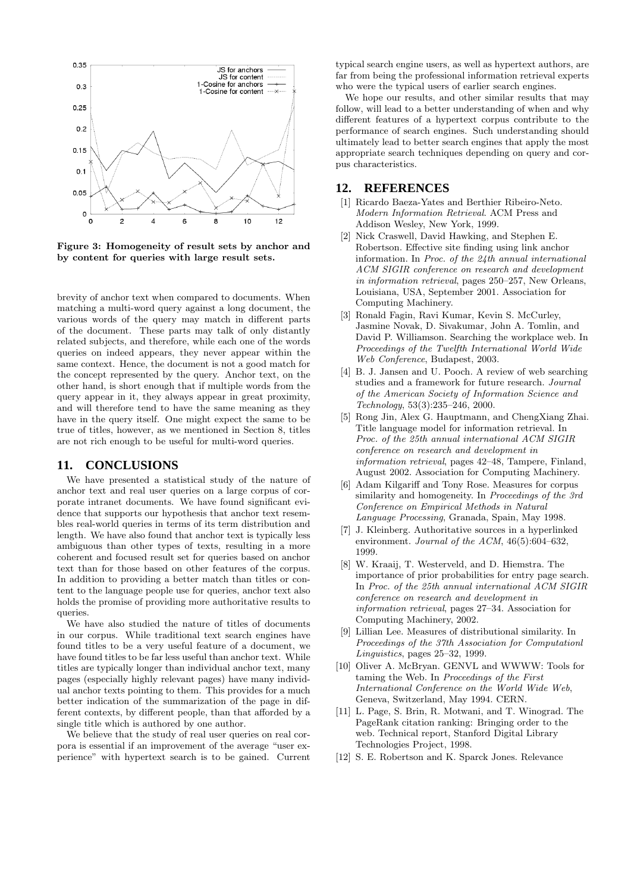Figure 3: Homogeneity of result sets by anchor and by content for queries with large result sets.

brevity of anchor text when compared to documents. When matching a multi-word query against a long document, the various words of the query may match in different parts of the document. These parts may talk of only distantly related subjects, and therefore, while each one of the words queries on indeed appears, they never appear within the same context. Hence, the document is not a good match for the concept represented by the query. Anchor text, on the other hand, is short enough that if multiple words from the query appear in it, they always appear in great proximity, and will therefore tend to have the same meaning as they have in the query itself. One might expect the same to be true of titles, however, as we mentioned in Section 8, titles are not rich enough to be useful for multi-word queries.

## 11. CONCLUSIONS

We have presented a statistical study of the nature of anchor text and real user queries on a large corpus of corporate intranet documents. We have found significant evidence that supports our hypothesis that anchor text resembles real-world queries in terms of its term distribution and length. We have also found that anchor text is typically less ambiguous than other types of texts, resulting in a more coherent and focused result set for queries based on anchor text than for those based on other features of the corpus. In addition to providing a better match than titles or content to the language people use for queries, anchor text also holds the promise of providing more authoritative results to queries.

We have also studied the nature of titles of documents in our corpus. While traditional text search engines have found titles to be a very useful feature of a document, we have found titles to be far less useful than anchor text. While titles are typically longer than individual anchor text, many pages (especially highly relevant pages) have many individual anchor texts pointing to them. This provides for a much better indication of the summarization of the page in different contexts, by different people, than that afforded by a single title which is authored by one author.

We believe that the study of real user queries on real corpora is essential if an improvement of the average "user experience" with hypertext search is to be gained. Current typical search engine users, as well as hypertext authors, are far from being the professional information retrieval experts who were the typical users of earlier search engines.

We hope our results, and other similar results that may follow, will lead to a better understanding of when and why different features of a hypertext corpus contribute to the performance of search engines. Such understanding should ultimately lead to better search engines that apply the most appropriate search techniques depending on query and corpus characteristics.

## 12. REFERENCES

[1] Ricardo Baeza-Yates and Berthier Ribeiro-Neto. *Modern Information Retrieval*. ACM Press and Addison Wesley, New York, 1999.

[2] Nick Craswell, David Hawking, and Stephen E. Robertson. Effective site finding using link anchor information. In *Proc. of the 24th annual international ACM SIGIR conference on research and development in information retrieval*, pages 250–257, New Orleans, Louisiana, USA, September 2001. Association for Computing Machinery.

[3] Ronald Fagin, Ravi Kumar, Kevin S. McCurley, Jasmine Novak, D. Sivakumar, John A. Tomlin, and David P. Williamson. Searching the workplace web. In *Proceedings of the Twelfth International World Wide Web Conference*, Budapest, 2003.

[4] B. J. Jansen and U. Pooch. A review of web searching studies and a framework for future research. *Journal of the American Society of Information Science and Technology*, 53(3):235–246, 2000.

[5] Rong Jin, Alex G. Hauptmann, and ChengXiang Zhai. Title language model for information retrieval. In *Proc. of the 25th annual international ACM SIGIR conference on research and development in information retrieval*, pages 42–48, Tampere, Finland, August 2002. Association for Computing Machinery.

[6] Adam Kilgariff and Tony Rose. Measures for corpus similarity and homogeneity. In *Proceedings of the 3rd Conference on Empirical Methods in Natural Language Processing*, Granada, Spain, May 1998.

[7] J. Kleinberg. Authoritative sources in a hyperlinked environment. *Journal of the ACM*, 46(5):604–632, 1999.

[8] W. Kraaij, T. Westerveld, and D. Hiemstra. The importance of prior probabilities for entry page search. In *Proc. of the 25th annual international ACM SIGIR conference on research and development in information retrieval*, pages 27–34. Association for Computing Machinery, 2002.

[9] Lillian Lee. Measures of distributional similarity. In *Proceedings of the 37th Association for Computationl Linguistics*, pages 25–32, 1999.

[10] Oliver A. McBryan. GENVL and WWWW: Tools for taming the Web. In *Proceedings of the First International Conference on the World Wide Web*, Geneva, Switzerland, May 1994. CERN.

[11] L. Page, S. Brin, R. Motwani, and T. Winograd. The PageRank citation ranking: Bringing order to the web. Technical report, Stanford Digital Library Technologies Project, 1998.

[12] S. E. Robertson and K. Sparck Jones. Relevance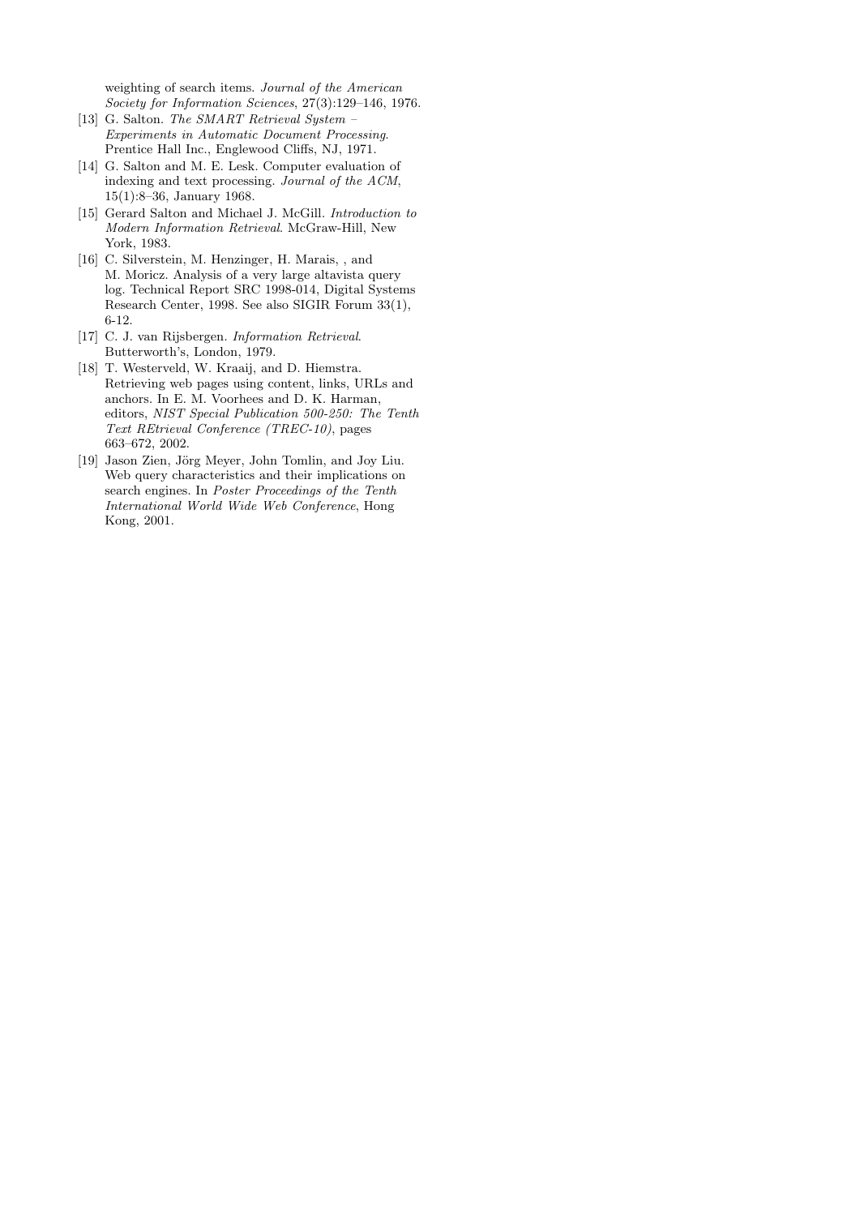weighting of search items. *Journal of the American Society for Information Sciences*, 27(3):129–146, 1976.

[13] G. Salton. *The SMART Retrieval System – Experiments in Automatic Document Processing*. Prentice Hall Inc., Englewood Cliffs, NJ, 1971.

[14] G. Salton and M. E. Lesk. Computer evaluation of indexing and text processing. *Journal of the ACM*, 15(1):8–36, January 1968.

[15] Gerard Salton and Michael J. McGill. *Introduction to Modern Information Retrieval*. McGraw-Hill, New York, 1983.

[16] C. Silverstein, M. Henzinger, H. Marais, , and M. Moricz. Analysis of a very large altavista query log. Technical Report SRC 1998-014, Digital Systems Research Center, 1998. See also SIGIR Forum 33(1), 6-12.

[17] C. J. van Rijsbergen. *Information Retrieval*. Butterworth's, London, 1979.

[18] T. Westerveld, W. Kraaij, and D. Hiemstra. Retrieving web pages using content, links, URLs and anchors. In E. M. Voorhees and D. K. Harman, editors, *NIST Special Publication 500-250: The Tenth Text REtrieval Conference (TREC-10)*, pages 663–672, 2002.

[19] Jason Zien, Jörg Meyer, John Tomlin, and Joy Liu. Web query characteristics and their implications on search engines. In *Poster Proceedings of the Tenth International World Wide Web Conference*, Hong Kong, 2001.